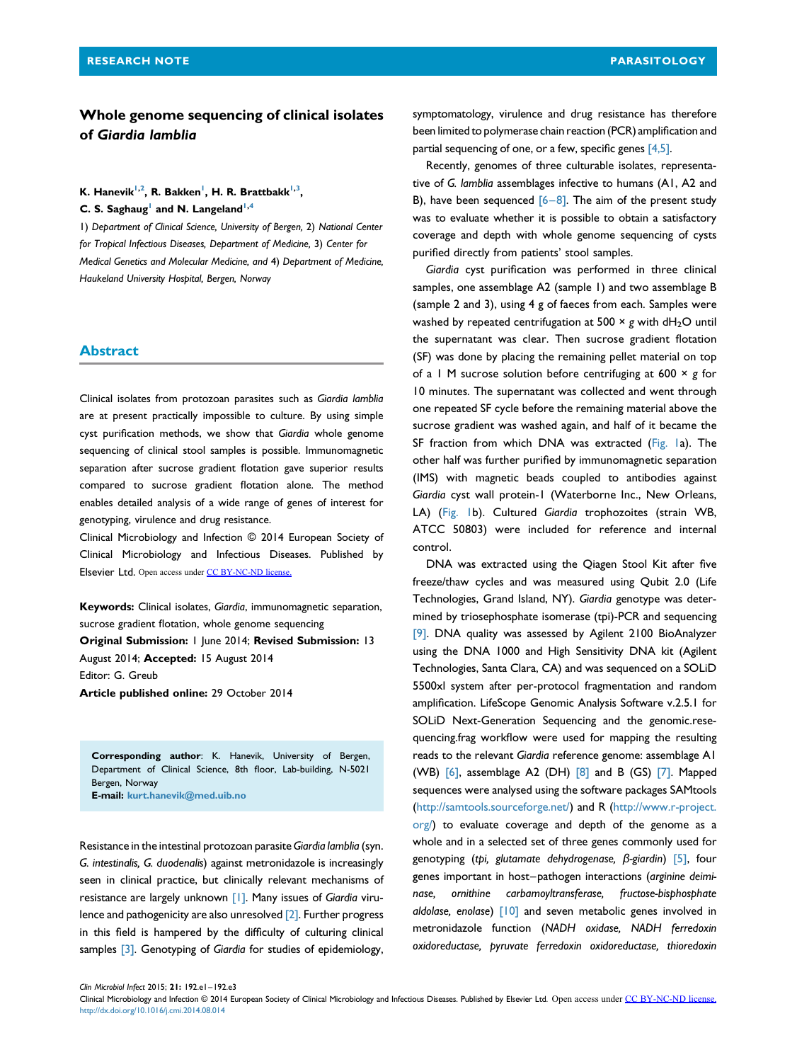RESEARCH NOTE PARASITOLOGY

# Whole genome sequencing of clinical isolates of *Giardia lamblia*

**K. Hanevik**[1,2], **R. Bakken**[1], **H. R. Brattbakk**[1,3], **C. S. Saghaug**[1] **and N. Langeland**[1,4]

1) *Department of Clinical Science, University of Bergen,* 2) *National Center for Tropical Infectious Diseases, Department of Medicine,* 3) *Center for Medical Genetics and Molecular Medicine, and* 4) *Department of Medicine, Haukeland University Hospital, Bergen, Norway*

## Abstract

Clinical isolates from protozoan parasites such as *Giardia lamblia* are at present practically impossible to culture. By using simple cyst purification methods, we show that *Giardia* whole genome sequencing of clinical stool samples is possible. Immunomagnetic separation after sucrose gradient flotation gave superior results compared to sucrose gradient flotation alone. The method enables detailed analysis of a wide range of genes of interest for genotyping, virulence and drug resistance.

Clinical Microbiology and Infection © 2014 European Society of Clinical Microbiology and Infectious Diseases. Published by Elsevier Ltd. Open access under CC BY-NC-ND license.

**Keywords:** Clinical isolates, *Giardia*, immunomagnetic separation, sucrose gradient flotation, whole genome sequencing

**Original Submission:** 1 June 2014; **Revised Submission:** 13 August 2014; **Accepted:** 15 August 2014

Editor: G. Greub

**Article published online:** 29 October 2014

**Corresponding author**: K. Hanevik, University of Bergen, Department of Clinical Science, 8th floor, Lab-building, N-5021 Bergen, Norway
**E-mail:** kurt.hanevik@med.uib.no

Resistance in the intestinal protozoan parasite *Giardia lamblia* (syn. *G. intestinalis, G. duodenalis*) against metronidazole is increasingly seen in clinical practice, but clinically relevant mechanisms of resistance are largely unknown [1]. Many issues of *Giardia* virulence and pathogenicity are also unresolved [2]. Further progress in this field is hampered by the difficulty of culturing clinical samples [3]. Genotyping of *Giardia* for studies of epidemiology, symptomatology, virulence and drug resistance has therefore been limited to polymerase chain reaction (PCR) amplification and partial sequencing of one, or a few, specific genes [4,5].

Recently, genomes of three culturable isolates, representative of *G. lamblia* assemblages infective to humans (A1, A2 and B), have been sequenced [6–8]. The aim of the present study was to evaluate whether it is possible to obtain a satisfactory coverage and depth with whole genome sequencing of cysts purified directly from patients' stool samples.

*Giardia* cyst purification was performed in three clinical samples, one assemblage A2 (sample 1) and two assemblage B (sample 2 and 3), using 4 g of faeces from each. Samples were washed by repeated centrifugation at 500 × *g* with $dH_2O$ until the supernatant was clear. Then sucrose gradient flotation (SF) was done by placing the remaining pellet material on top of a 1 M sucrose solution before centrifuging at 600 × *g* for 10 minutes. The supernatant was collected and went through one repeated SF cycle before the remaining material above the sucrose gradient was washed again, and half of it became the SF fraction from which DNA was extracted (Fig. 1a). The other half was further purified by immunomagnetic separation (IMS) with magnetic beads coupled to antibodies against *Giardia* cyst wall protein-1 (Waterborne Inc., New Orleans, LA) (Fig. 1b). Cultured *Giardia* trophozoites (strain WB, ATCC 50803) were included for reference and internal control.

DNA was extracted using the Qiagen Stool Kit after five freeze/thaw cycles and was measured using Qubit 2.0 (Life Technologies, Grand Island, NY). *Giardia* genotype was determined by triosephosphate isomerase (tpi)-PCR and sequencing [9]. DNA quality was assessed by Agilent 2100 BioAnalyzer using the DNA 1000 and High Sensitivity DNA kit (Agilent Technologies, Santa Clara, CA) and was sequenced on a SOLiD 5500xl system after per-protocol fragmentation and random amplification. LifeScope Genomic Analysis Software v.2.5.1 for SOLiD Next-Generation Sequencing and the genomic.resequencing.frag workflow were used for mapping the resulting reads to the relevant *Giardia* reference genome: assemblage A1 (WB) [6], assemblage A2 (DH) [8] and B (GS) [7]. Mapped sequences were analysed using the software packages SAMtools (http://samtools.sourceforge.net/) and R (http://www.r-project.org/) to evaluate coverage and depth of the genome as a whole and in a selected set of three genes commonly used for genotyping (*tpi, glutamate dehydrogenase, β-giardin*) [5], four genes important in host–pathogen interactions (*arginine deiminase, ornithine carbamoyltransferase, fructose-bisphosphate aldolase, enolase*) [10] and seven metabolic genes involved in metronidazole function (*NADH oxidase, NADH ferredoxin oxidoreductase, pyruvate ferredoxin oxidoreductase, thioredoxin*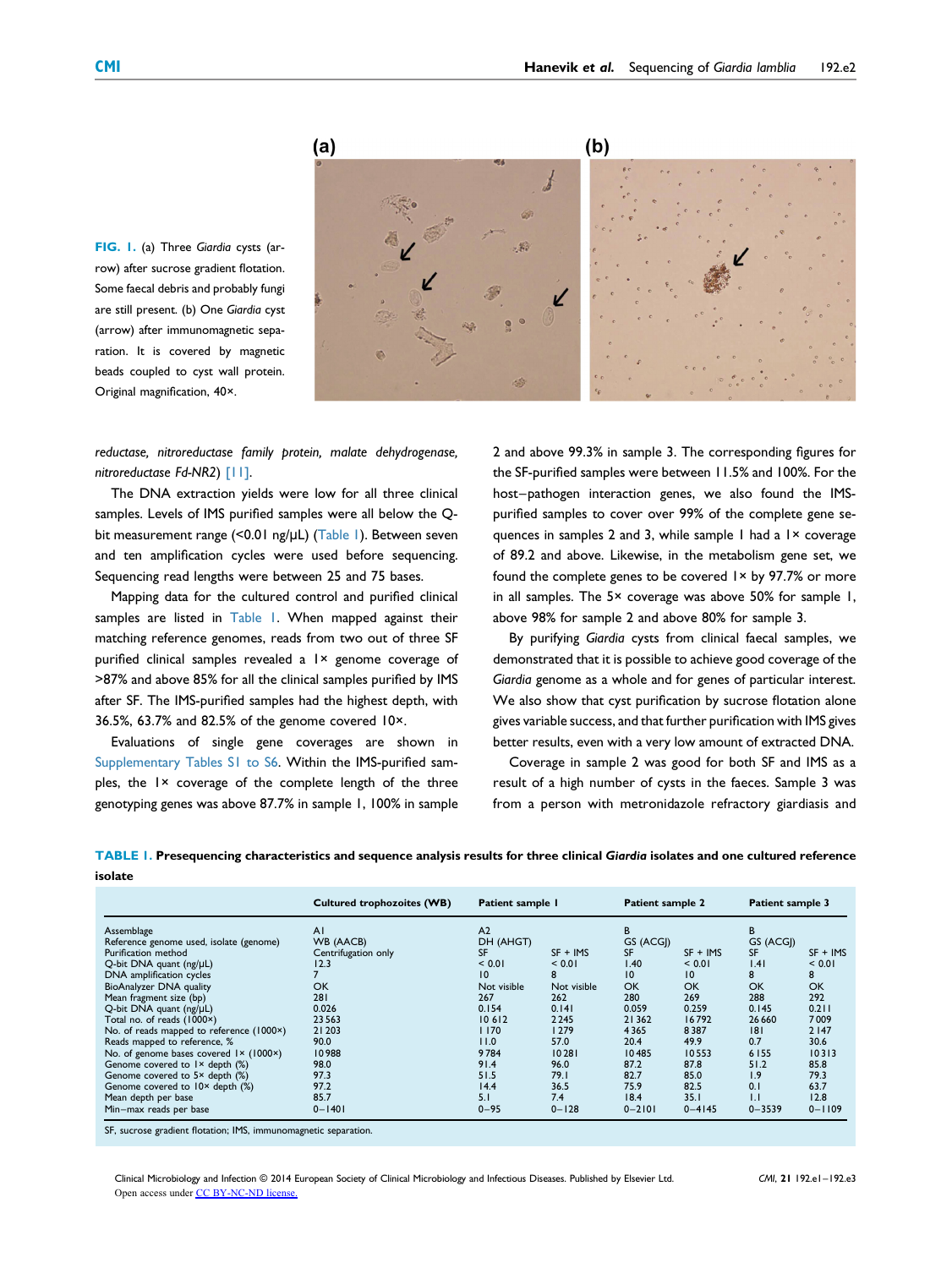FIG. 1. (a) Three *Giardia* cysts (arrow) after sucrose gradient flotation. Some faecal debris and probably fungi are still present. (b) One *Giardia* cyst (arrow) after immunomagnetic separation. It is covered by magnetic beads coupled to cyst wall protein. Original magnification, 40×.

*reductase, nitroreductase family protein, malate dehydrogenase, nitroreductase Fd-NR2*) [11].

The DNA extraction yields were low for all three clinical samples. Levels of IMS purified samples were all below the Q-bit measurement range (<0.01 ng/μL) (Table 1). Between seven and ten amplification cycles were used before sequencing. Sequencing read lengths were between 25 and 75 bases.

Mapping data for the cultured control and purified clinical samples are listed in Table 1. When mapped against their matching reference genomes, reads from two out of three SF purified clinical samples revealed a 1× genome coverage of >87% and above 85% for all the clinical samples purified by IMS after SF. The IMS-purified samples had the highest depth, with 36.5%, 63.7% and 82.5% of the genome covered 10×.

Evaluations of single gene coverages are shown in Supplementary Tables S1 to S6. Within the IMS-purified samples, the 1× coverage of the complete length of the three genotyping genes was above 87.7% in sample 1, 100% in sample 2 and above 99.3% in sample 3. The corresponding figures for the SF-purified samples were between 11.5% and 100%. For the host–pathogen interaction genes, we also found the IMS-purified samples to cover over 99% of the complete gene sequences in samples 2 and 3, while sample 1 had a 1× coverage of 89.2 and above. Likewise, in the metabolism gene set, we found the complete genes to be covered 1× by 97.7% or more in all samples. The 5× coverage was above 50% for sample 1, above 98% for sample 2 and above 80% for sample 3.

By purifying *Giardia* cysts from clinical faecal samples, we demonstrated that it is possible to achieve good coverage of the *Giardia* genome as a whole and for genes of particular interest. We also show that cyst purification by sucrose flotation alone gives variable success, and that further purification with IMS gives better results, even with a very low amount of extracted DNA.

Coverage in sample 2 was good for both SF and IMS as a result of a high number of cysts in the faeces. Sample 3 was from a person with metronidazole refractory giardiasis and

**TABLE 1. Presequencing characteristics and sequence analysis results for three clinical *Giardia* isolates and one cultured reference isolate**

| | Cultured trophozoites (WB) | Patient sample 1 | | Patient sample 2 | | Patient sample 3 | |
|---|---|---|---|---|---|---|---|
| Assemblage | A1 | A2 | | B | | B | |
| Reference genome used, isolate (genome) | WB (AACB) | DH (AHGT) | | GS (ACGJ) | | GS (ACGJ) | |
| Purification method | Centrifugation only | SF | SF + IMS | SF | SF + IMS | SF | SF + IMS |
| Q-bit DNA quant (ng/μL) | 12.3 | < 0.01 | < 0.01 | 1.40 | < 0.01 | 1.41 | < 0.01 |
| DNA amplification cycles | 7 | 10 | 8 | 10 | 10 | 8 | 8 |
| BioAnalyzer DNA quality | OK | Not visible | Not visible | OK | OK | OK | OK |
| Mean fragment size (bp) | 281 | 267 | 262 | 280 | 269 | 288 | 292 |
| Q-bit DNA quant (ng/μL) | 0.026 | 0.154 | 0.141 | 0.059 | 0.259 | 0.145 | 0.211 |
| Total no. of reads (1000×) | 23 563 | 10 612 | 2245 | 21 362 | 16 792 | 26 660 | 7009 |
| No. of reads mapped to reference (1000×) | 21 203 | 1170 | 1279 | 4365 | 8387 | 181 | 2147 |
| Reads mapped to reference, % | 90.0 | 11.0 | 57.0 | 20.4 | 49.9 | 0.7 | 30.6 |
| No. of genome bases covered 1× (1000×) | 10 988 | 9784 | 10 281 | 10 485 | 10 553 | 6155 | 10 313 |
| Genome covered to 1× depth (%) | 98.0 | 91.4 | 96.0 | 87.2 | 87.8 | 51.2 | 85.8 |
| Genome covered to 5× depth (%) | 97.3 | 51.5 | 79.1 | 82.7 | 85.0 | 1.9 | 79.3 |
| Genome covered to 10× depth (%) | 97.2 | 14.4 | 36.5 | 75.9 | 82.5 | 0.1 | 63.7 |
| Mean depth per base | 85.7 | 5.1 | 7.4 | 18.4 | 35.1 | 1.1 | 12.8 |
| Min–max reads per base | 0–1401 | 0–95 | 0–128 | 0–2101 | 0–4145 | 0–3539 | 0–1109 |

SF, sucrose gradient flotation; IMS, immunomagnetic separation.

Clinical Microbiology and Infection © 2014 European Society of Clinical Microbiology and Infectious Diseases. Published by Elsevier Ltd.
Open access under CC BY-NC-ND license.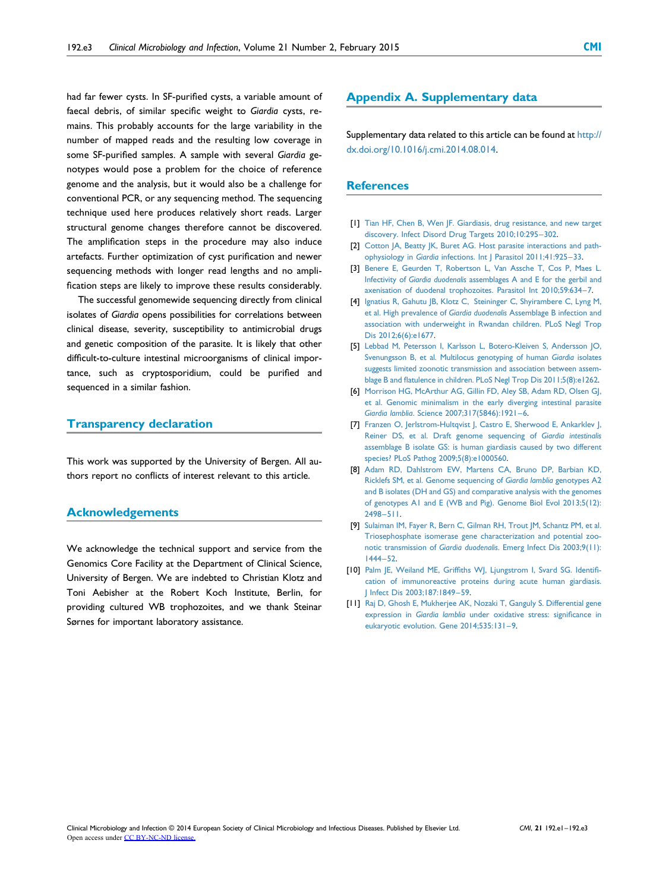had far fewer cysts. In SF-purified cysts, a variable amount of faecal debris, of similar specific weight to *Giardia* cysts, remains. This probably accounts for the large variability in the number of mapped reads and the resulting low coverage in some SF-purified samples. A sample with several *Giardia* genotypes would pose a problem for the choice of reference genome and the analysis, but it would also be a challenge for conventional PCR, or any sequencing method. The sequencing technique used here produces relatively short reads. Larger structural genome changes therefore cannot be discovered. The amplification steps in the procedure may also induce artefacts. Further optimization of cyst purification and newer sequencing methods with longer read lengths and no amplification steps are likely to improve these results considerably.

The successful genomewide sequencing directly from clinical isolates of *Giardia* opens possibilities for correlations between clinical disease, severity, susceptibility to antimicrobial drugs and genetic composition of the parasite. It is likely that other difficult-to-culture intestinal microorganisms of clinical importance, such as cryptosporidium, could be purified and sequenced in a similar fashion.

## Transparency declaration

This work was supported by the University of Bergen. All authors report no conflicts of interest relevant to this article.

## Acknowledgements

We acknowledge the technical support and service from the Genomics Core Facility at the Department of Clinical Science, University of Bergen. We are indebted to Christian Klotz and Toni Aebisher at the Robert Koch Institute, Berlin, for providing cultured WB trophozoites, and we thank Steinar Sørnes for important laboratory assistance.

## Appendix A. Supplementary data

Supplementary data related to this article can be found at http://dx.doi.org/10.1016/j.cmi.2014.08.014.

## References

[1] Tian HF, Chen B, Wen JF. Giardiasis, drug resistance, and new target discovery. Infect Disord Drug Targets 2010;10:295–302.

[2] Cotton JA, Beatty JK, Buret AG. Host parasite interactions and pathophysiology in *Giardia* infections. Int J Parasitol 2011;41:925–33.

[3] Benere E, Geurden T, Robertson L, Van Assche T, Cos P, Maes L. Infectivity of *Giardia duodenalis* assemblages A and E for the gerbil and axenisation of duodenal trophozoites. Parasitol Int 2010;59:634–7.

[4] Ignatius R, Gahutu JB, Klotz C, Steininger C, Shyirambere C, Lyng M, et al. High prevalence of *Giardia duodenalis* Assemblage B infection and association with underweight in Rwandan children. PLoS Negl Trop Dis 2012;6(6):e1677.

[5] Lebbad M, Petersson I, Karlsson L, Botero-Kleiven S, Andersson JO, Svenungsson B, et al. Multilocus genotyping of human *Giardia* isolates suggests limited zoonotic transmission and association between assemblage B and flatulence in children. PLoS Negl Trop Dis 2011;5(8):e1262.

[6] Morrison HG, McArthur AG, Gillin FD, Aley SB, Adam RD, Olsen GJ, et al. Genomic minimalism in the early diverging intestinal parasite *Giardia lamblia*. Science 2007;317(5846):1921–6.

[7] Franzen O, Jerlstrom-Hultqvist J, Castro E, Sherwood E, Ankarklev J, Reiner DS, et al. Draft genome sequencing of *Giardia intestinalis* assemblage B isolate GS: is human giardiasis caused by two different species? PLoS Pathog 2009;5(8):e1000560.

[8] Adam RD, Dahlstrom EW, Martens CA, Bruno DP, Barbian KD, Ricklefs SM, et al. Genome sequencing of *Giardia lamblia* genotypes A2 and B isolates (DH and GS) and comparative analysis with the genomes of genotypes A1 and E (WB and Pig). Genome Biol Evol 2013;5(12):2498–511.

[9] Sulaiman IM, Fayer R, Bern C, Gilman RH, Trout JM, Schantz PM, et al. Triosephosphate isomerase gene characterization and potential zoonotic transmission of *Giardia duodenalis*. Emerg Infect Dis 2003;9(11):1444–52.

[10] Palm JE, Weiland ME, Griffiths WJ, Ljungstrom I, Svard SG. Identification of immunoreactive proteins during acute human giardiasis. J Infect Dis 2003;187:1849–59.

[11] Raj D, Ghosh E, Mukherjee AK, Nozaki T, Ganguly S. Differential gene expression in *Giardia lamblia* under oxidative stress: significance in eukaryotic evolution. Gene 2014;535:131–9.